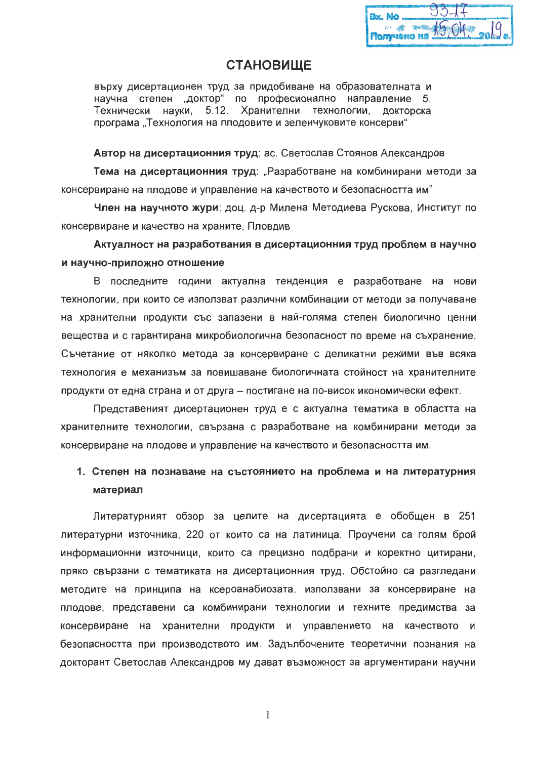# СТАНОВИЩЕ

върху дисертационен труд за придобиване на образователната и научна степен „доктор" по професионално направление 5. Технически науки, 5.12. Хранителни технологии, докторска програма „Технология на плодовите и зеленчуковите консерви"

**Автор на дисертационния труд**: ас. Светослав Стоянов Александров

**Тема на дисертационния труд**: „Разработване на комбинирани методи за консервиране на плодове и управление на качеството и безопасността им"

**Член на научното жури**: доц. д-р Милена Методиева Рускова, Институт по консервиране и качество на храните, Пловдив

**Актуалност на разработвания в дисертационния труд проблем в научно и научно-приложно отношение**

В последните години актуална тенденция е разработване на нови технологии, при които се използват различни комбинации от методи за получаване на хранителни продукти със запазени в най-голяма степен биологично ценни вещества и с гарантирана микробиологична безопасност по време на съхранение. Съчетание от няколко метода за консервиране с деликатни режими във всяка технология е механизъм за повишаване биологичната стойност на хранителните продукти от една страна и от друга – постигане на по-висок икономически ефект.

Представеният дисертационен труд е с актуална тематика в областта на хранителните технологии, свързана с разработване на комбинирани методи за консервиране на плодове и управление на качеството и безопасността им.

1. **Степен на познаване на състоянието на проблема и на литературния материал**

Литературният обзор за целите на дисертацията е обобщен в 251 литературни източника, 220 от които са на латиница. Проучени са голям брой информационни източници, които са прецизно подбрани и коректно цитирани, пряко свързани с тематиката на дисертационния труд. Обстойно са разгледани методите на принципа на ксероанабиозата, използвани за консервиране на плодове, представени са комбинирани технологии и техните предимства за консервиране на хранителни продукти и управлението на качеството и безопасността при производството им. Задълбочените теоретични познания на докторант Светослав Александров му дават възможност за аргументирани научни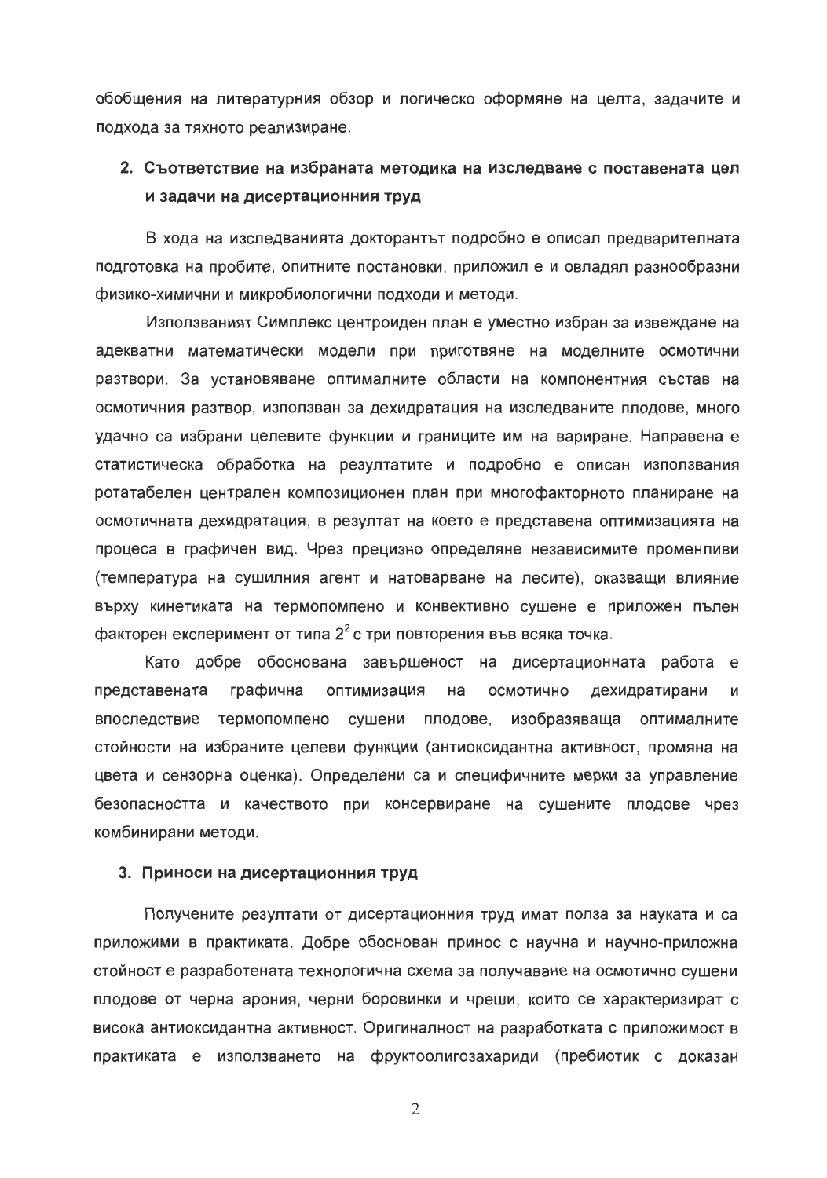обобщения на литературния обзор и логическо оформяне на целта, задачите и подхода за тяхното реализиране.

## 2. Съответствие на избраната методика на изследване с поставената цел и задачи на дисертационния труд

В хода на изследванията докторантът подробно е описал предварителната подготовка на пробите, опитните постановки, приложил е и овладял разнообразни физико-химични и микробиологични подходи и методи.

Използваният Симплекс центроиден план е уместно избран за извеждане на адекватни математически модели при приготвяне на моделните осмотични разтвори. За установяване оптималните области на компонентния състав на осмотичния разтвор, използван за дехидратация на изследваните плодове, много удачно са избрани целевите функции и границите им на вариране. Направена е статистическа обработка на резултатите и подробно е описан използвания ротатабелен централен композиционен план при многофакторното планиране на осмотичната дехидратация, в резултат на което е представена оптимизацията на процеса в графичен вид. Чрез прецизно определяне независимите променливи (температура на сушилния агент и натоварване на лесите), оказващи влияние върху кинетиката на термопомпено и конвективно сушене е приложен пълен факторен експеримент от типа $2^2$ с три повторения във всяка точка.

Като добре обоснована завършеност на дисертационната работа е представената графична оптимизация на осмотично дехидратирани и впоследствие термопомпено сушени плодове, изобразяваща оптималните стойности на избраните целеви функции (антиоксидантна активност, промяна на цвета и сензорна оценка). Определени са и специфичните мерки за управление безопасността и качеството при консервиране на сушените плодове чрез комбинирани методи.

## 3. Приноси на дисертационния труд

Получените резултати от дисертационния труд имат полза за науката и са приложими в практиката. Добре обоснован принос с научна и научно-приложна стойност е разработената технологична схема за получаване на осмотично сушени плодове от черна арония, черни боровинки и череши, които се характеризират с висока антиоксидантна активност. Оригиналност на разработката с приложимост в практиката е използването на фруктоолигозахариди (пребиотик с доказан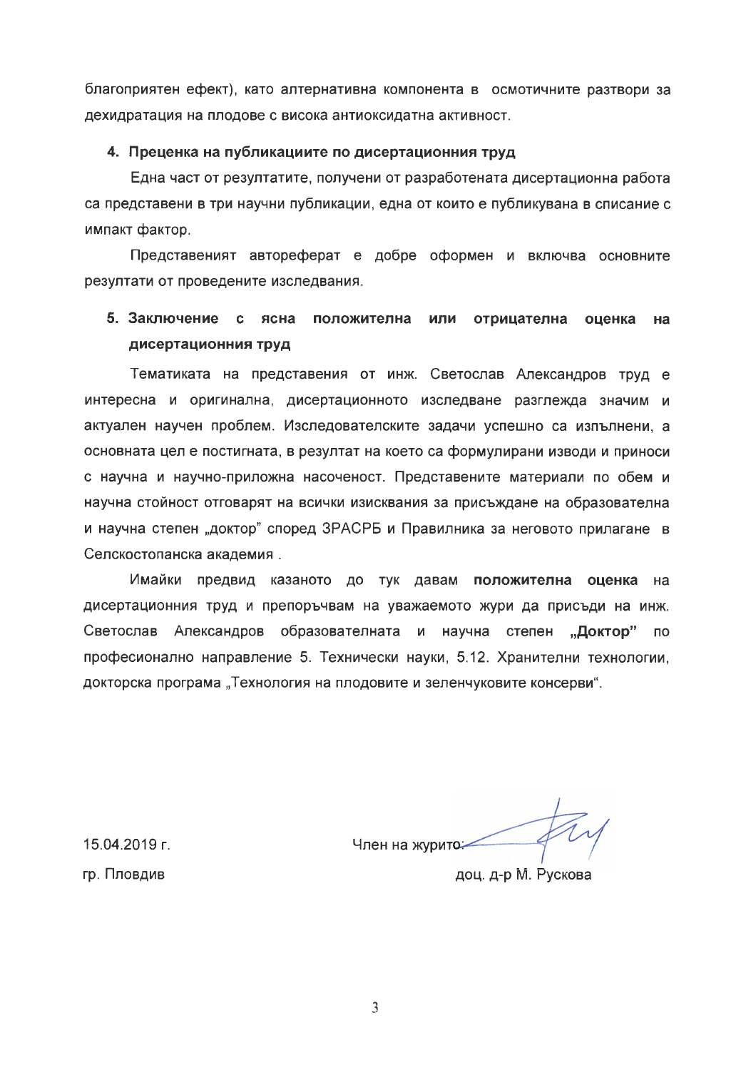благоприятен ефект), като алтернативна компонента в осмотичните разтвори за дехидратация на плодове с висока антиоксидатна активност.

## 4. Преценка на публикациите по дисертационния труд

Една част от резултатите, получени от разработената дисертационна работа са представени в три научни публикации, една от които е публикувана в списание с импакт фактор.

Представеният автореферат е добре оформен и включва основните резултати от проведените изследвания.

## 5. Заключение с ясна положителна или отрицателна оценка на дисертационния труд

Тематиката на представения от инж. Светослав Александров труд е интересна и оригинална, дисертационното изследване разглежда значим и актуален научен проблем. Изследователските задачи успешно са изпълнени, а основната цел е постигната, в резултат на което са формулирани изводи и приноси с научна и научно-приложна насоченост. Представените материали по обем и научна стойност отговарят на всички изисквания за присъждане на образователна и научна степен „доктор" според ЗРАСРБ и Правилника за неговото прилагане в Селскостопанска академия .

Имайки предвид казаното до тук давам **положителна оценка** на дисертационния труд и препоръчвам на уважаемото жури да присъди на инж. Светослав Александров образователната и научна степен **„Доктор"** по професионално направление 5. Технически науки, 5.12. Хранителни технологии, докторска програма „Технология на плодовите и зеленчуковите консерви".

15.04.2019 г.

гр. Пловдив

Член на журито:

доц. д-р М. Рускова